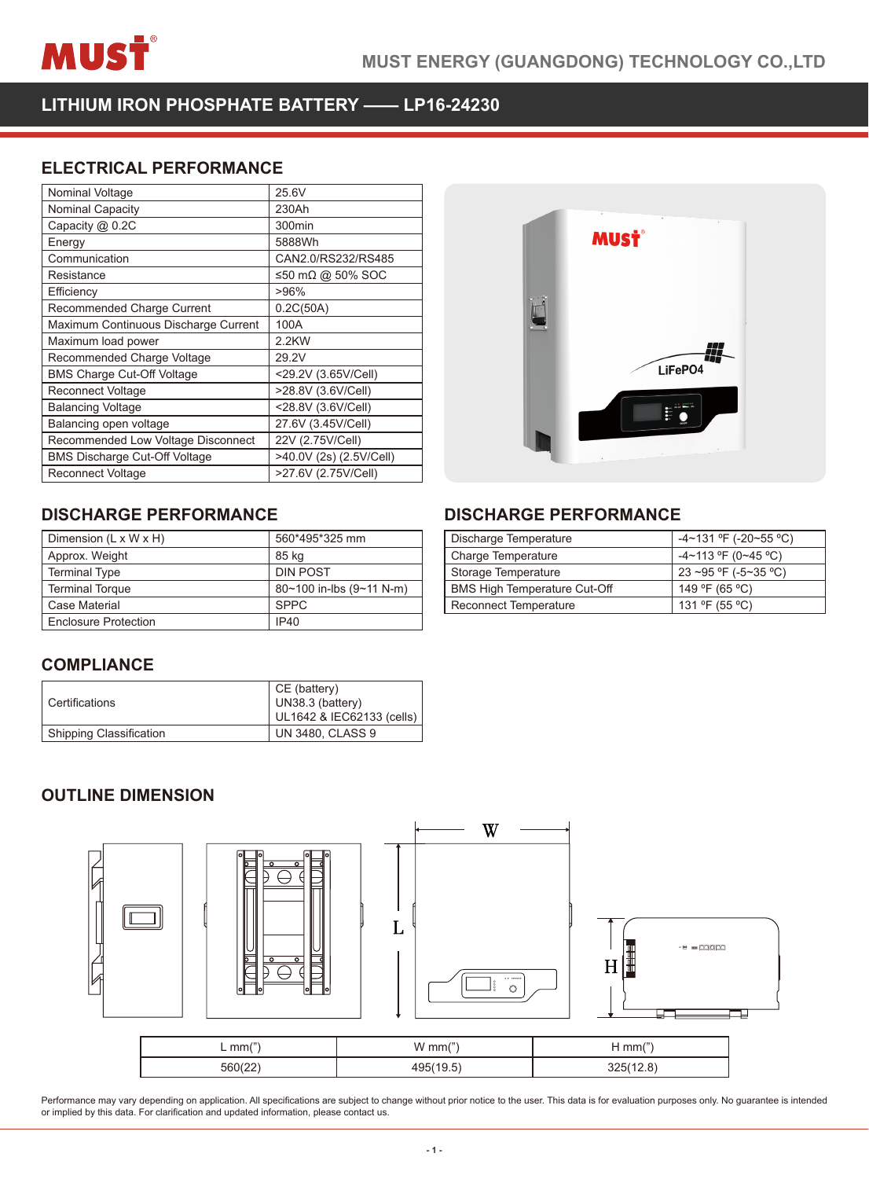MUST ENERGY (GUANGDONG) TECHNOLOGY CO.,LTD

# LITHIUM IRON PHOSPHATE BATTERY —— LP16-24230

## ELECTRICAL PERFORMANCE

| | |
|---|---|
| Nominal Voltage | 25.6V |
| Nominal Capacity | 230Ah |
| Capacity @ 0.2C | 300min |
| Energy | 5888Wh |
| Communication | CAN2.0/RS232/RS485 |
| Resistance | ≤50 mΩ @ 50% SOC |
| Efficiency | >96% |
| Recommended Charge Current | 0.2C(50A) |
| Maximum Continuous Discharge Current | 100A |
| Maximum load power | 2.2KW |
| Recommended Charge Voltage | 29.2V |
| BMS Charge Cut-Off Voltage | <29.2V (3.65V/Cell) |
| Reconnect Voltage | >28.8V (3.6V/Cell) |
| Balancing Voltage | <28.8V (3.6V/Cell) |
| Balancing open voltage | 27.6V (3.45V/Cell) |
| Recommended Low Voltage Disconnect | 22V (2.75V/Cell) |
| BMS Discharge Cut-Off Voltage | >40.0V (2s) (2.5V/Cell) |
| Reconnect Voltage | >27.6V (2.75V/Cell) |

## DISCHARGE PERFORMANCE

| | |
|---|---|
| Dimension (L x W x H) | 560*495*325 mm |
| Approx. Weight | 85 kg |
| Terminal Type | DIN POST |
| Terminal Torque | 80~100 in-lbs (9~11 N-m) |
| Case Material | SPPC |
| Enclosure Protection | IP40 |

## DISCHARGE PERFORMANCE

| | |
|---|---|
| Discharge Temperature | -4~131 ºF (-20~55 ºC) |
| Charge Temperature | -4~113 ºF (0~45 ºC) |
| Storage Temperature | 23 ~95 ºF (-5~35 ºC) |
| BMS High Temperature Cut-Off | 149 ºF (65 ºC) |
| Reconnect Temperature | 131 ºF (55 ºC) |

## COMPLIANCE

| | |
|---|---|
| Certifications | CE (battery)<br>UN38.3 (battery)<br>UL1642 & IEC62133 (cells) |
| Shipping Classification | UN 3480, CLASS 9 |

## OUTLINE DIMENSION

| L mm(") | W mm(") | H mm(") |
|---|---|---|
| 560(22) | 495(19.5) | 325(12.8) |

Performance may vary depending on application. All specifications are subject to change without prior notice to the user. This data is for evaluation purposes only. No guarantee is intended or implied by this data. For clarification and updated information, please contact us.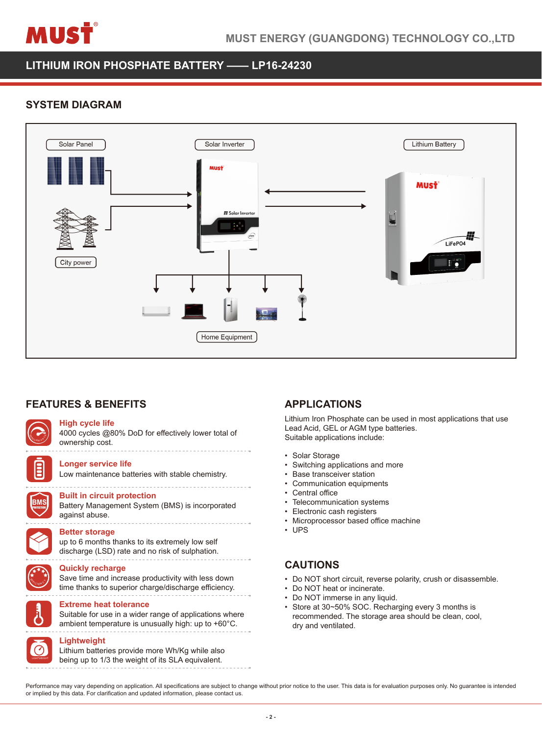**MUST**

MUST ENERGY (GUANGDONG) TECHNOLOGY CO.,LTD

# LITHIUM IRON PHOSPHATE BATTERY —— LP16-24230

## SYSTEM DIAGRAM

Solar Panel

Solar Inverter

Lithium Battery

City power

Home Equipment

## FEATURES & BENEFITS

### High cycle life
4000 cycles @80% DoD for effectively lower total of ownership cost.

### Longer service life
Low maintenance batteries with stable chemistry.

### Built in circuit protection
Battery Management System (BMS) is incorporated against abuse.

### Better storage
up to 6 months thanks to its extremely low self discharge (LSD) rate and no risk of sulphation.

### Quickly recharge
Save time and increase productivity with less down time thanks to superior charge/discharge efficiency.

### Extreme heat tolerance
Suitable for use in a wider range of applications where ambient temperature is unusually high: up to +60°C.

### Lightweight
Lithium batteries provide more Wh/Kg while also being up to 1/3 the weight of its SLA equivalent.

## APPLICATIONS

Lithium Iron Phosphate can be used in most applications that use Lead Acid, GEL or AGM type batteries.
Suitable applications include:

- Solar Storage
- Switching applications and more
- Base transceiver station
- Communication equipments
- Central office
- Telecommunication systems
- Electronic cash registers
- Microprocessor based office machine
- UPS

## CAUTIONS

- Do NOT short circuit, reverse polarity, crush or disassemble.
- Do NOT heat or incinerate.
- Do NOT immerse in any liquid.
- Store at 30~50% SOC. Recharging every 3 months is recommended. The storage area should be clean, cool, dry and ventilated.

Performance may vary depending on application. All specifications are subject to change without prior notice to the user. This data is for evaluation purposes only. No guarantee is intended or implied by this data. For clarification and updated information, please contact us.